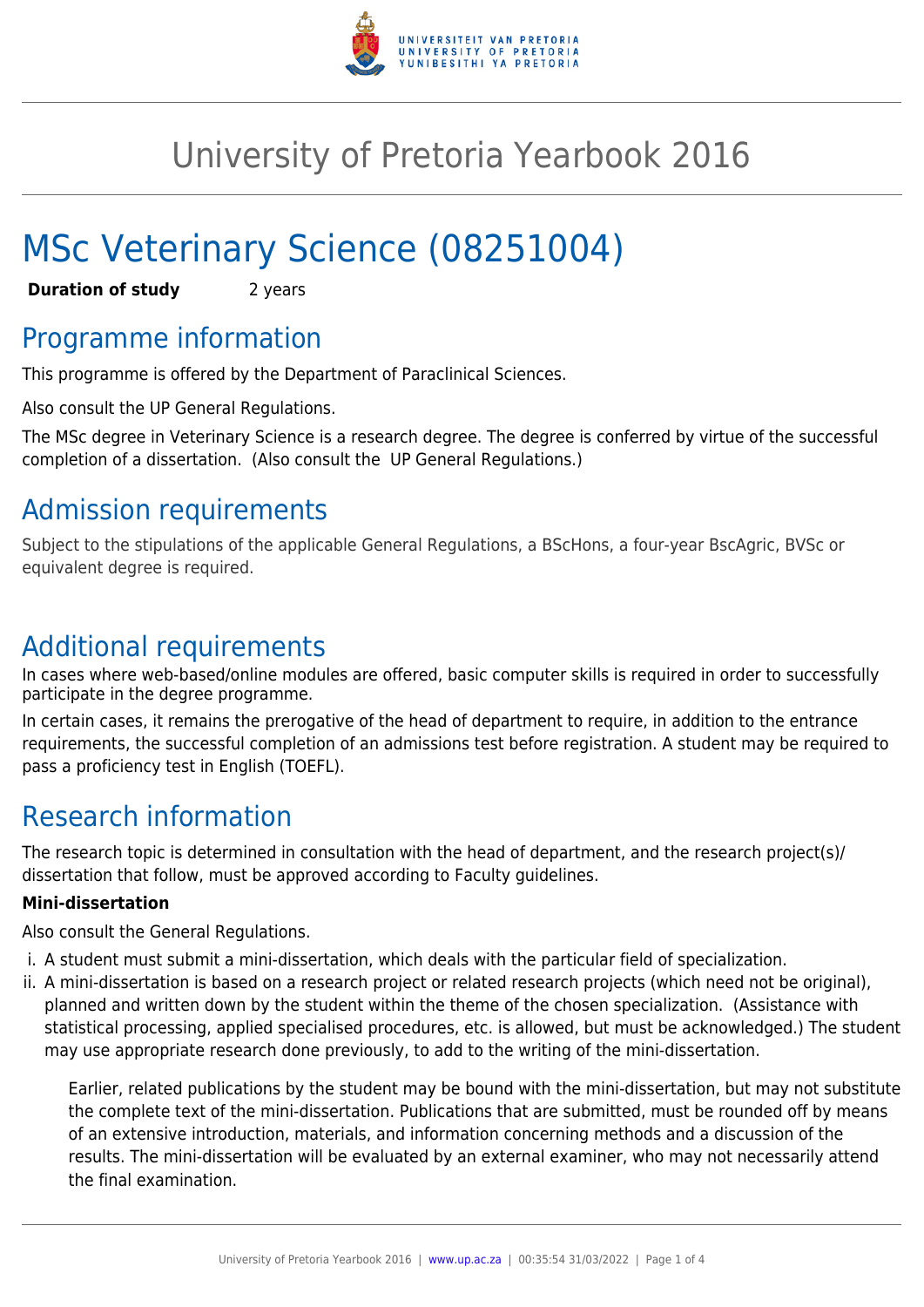# University of Pretoria Yearbook 2016

# MSc Veterinary Science (08251004)

**Duration of study** 2 years

## Programme information

This programme is offered by the Department of Paraclinical Sciences.

Also consult the UP General Regulations.

The MSc degree in Veterinary Science is a research degree. The degree is conferred by virtue of the successful completion of a dissertation. (Also consult the UP General Regulations.)

## Admission requirements

Subject to the stipulations of the applicable General Regulations, a BScHons, a four-year BscAgric, BVSc or equivalent degree is required.

## Additional requirements

In cases where web-based/online modules are offered, basic computer skills is required in order to successfully participate in the degree programme.

In certain cases, it remains the prerogative of the head of department to require, in addition to the entrance requirements, the successful completion of an admissions test before registration. A student may be required to pass a proficiency test in English (TOEFL).

## Research information

The research topic is determined in consultation with the head of department, and the research project(s)/ dissertation that follow, must be approved according to Faculty guidelines.

**Mini-dissertation**

Also consult the General Regulations.

1. A student must submit a mini-dissertation, which deals with the particular field of specialization.
2. A mini-dissertation is based on a research project or related research projects (which need not be original), planned and written down by the student within the theme of the chosen specialization. (Assistance with statistical processing, applied specialised procedures, etc. is allowed, but must be acknowledged.) The student may use appropriate research done previously, to add to the writing of the mini-dissertation.

   Earlier, related publications by the student may be bound with the mini-dissertation, but may not substitute the complete text of the mini-dissertation. Publications that are submitted, must be rounded off by means of an extensive introduction, materials, and information concerning methods and a discussion of the results. The mini-dissertation will be evaluated by an external examiner, who may not necessarily attend the final examination.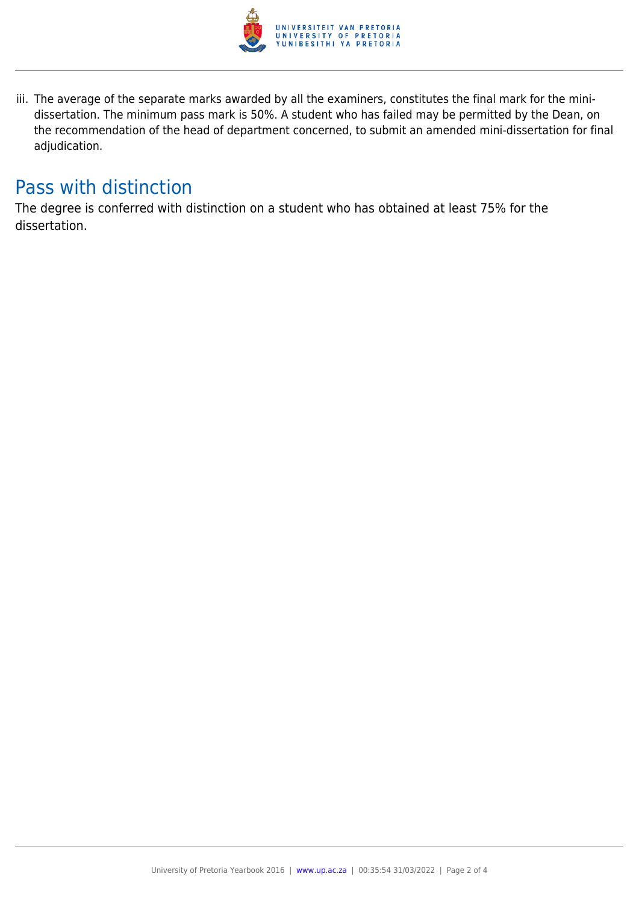iii. The average of the separate marks awarded by all the examiners, constitutes the final mark for the mini-dissertation. The minimum pass mark is 50%. A student who has failed may be permitted by the Dean, on the recommendation of the head of department concerned, to submit an amended mini-dissertation for final adjudication.

## Pass with distinction

The degree is conferred with distinction on a student who has obtained at least 75% for the dissertation.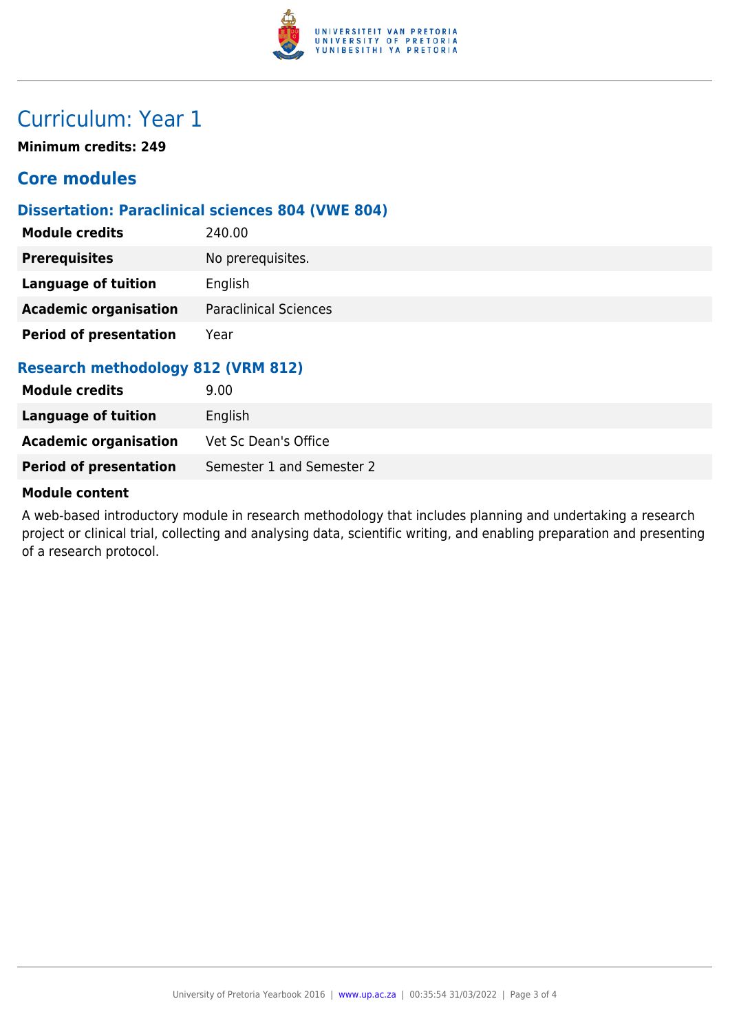# Curriculum: Year 1

**Minimum credits: 249**

## Core modules

### Dissertation: Paraclinical sciences 804 (VWE 804)

| | |
|---|---|
| **Module credits** | 240.00 |
| **Prerequisites** | No prerequisites. |
| **Language of tuition** | English |
| **Academic organisation** | Paraclinical Sciences |
| **Period of presentation** | Year |

### Research methodology 812 (VRM 812)

| | |
|---|---|
| **Module credits** | 9.00 |
| **Language of tuition** | English |
| **Academic organisation** | Vet Sc Dean's Office |
| **Period of presentation** | Semester 1 and Semester 2 |

**Module content**

A web-based introductory module in research methodology that includes planning and undertaking a research project or clinical trial, collecting and analysing data, scientific writing, and enabling preparation and presenting of a research protocol.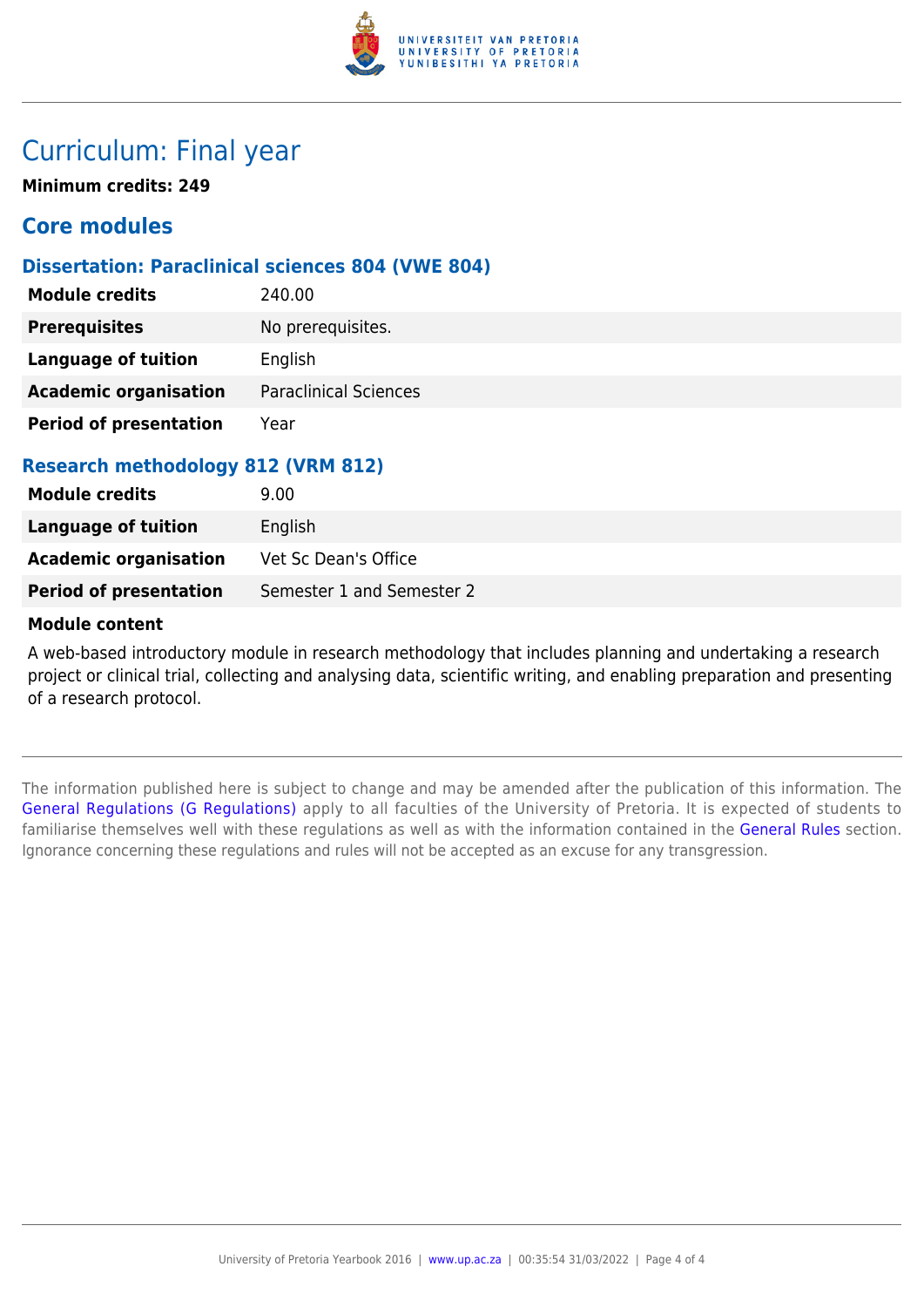# Curriculum: Final year

**Minimum credits: 249**

## Core modules

### Dissertation: Paraclinical sciences 804 (VWE 804)

| | |
|---|---|
| **Module credits** | 240.00 |
| **Prerequisites** | No prerequisites. |
| **Language of tuition** | English |
| **Academic organisation** | Paraclinical Sciences |
| **Period of presentation** | Year |

### Research methodology 812 (VRM 812)

| | |
|---|---|
| **Module credits** | 9.00 |
| **Language of tuition** | English |
| **Academic organisation** | Vet Sc Dean's Office |
| **Period of presentation** | Semester 1 and Semester 2 |

**Module content**

A web-based introductory module in research methodology that includes planning and undertaking a research project or clinical trial, collecting and analysing data, scientific writing, and enabling preparation and presenting of a research protocol.

---

The information published here is subject to change and may be amended after the publication of this information. The General Regulations (G Regulations) apply to all faculties of the University of Pretoria. It is expected of students to familiarise themselves well with these regulations as well as with the information contained in the General Rules section. Ignorance concerning these regulations and rules will not be accepted as an excuse for any transgression.